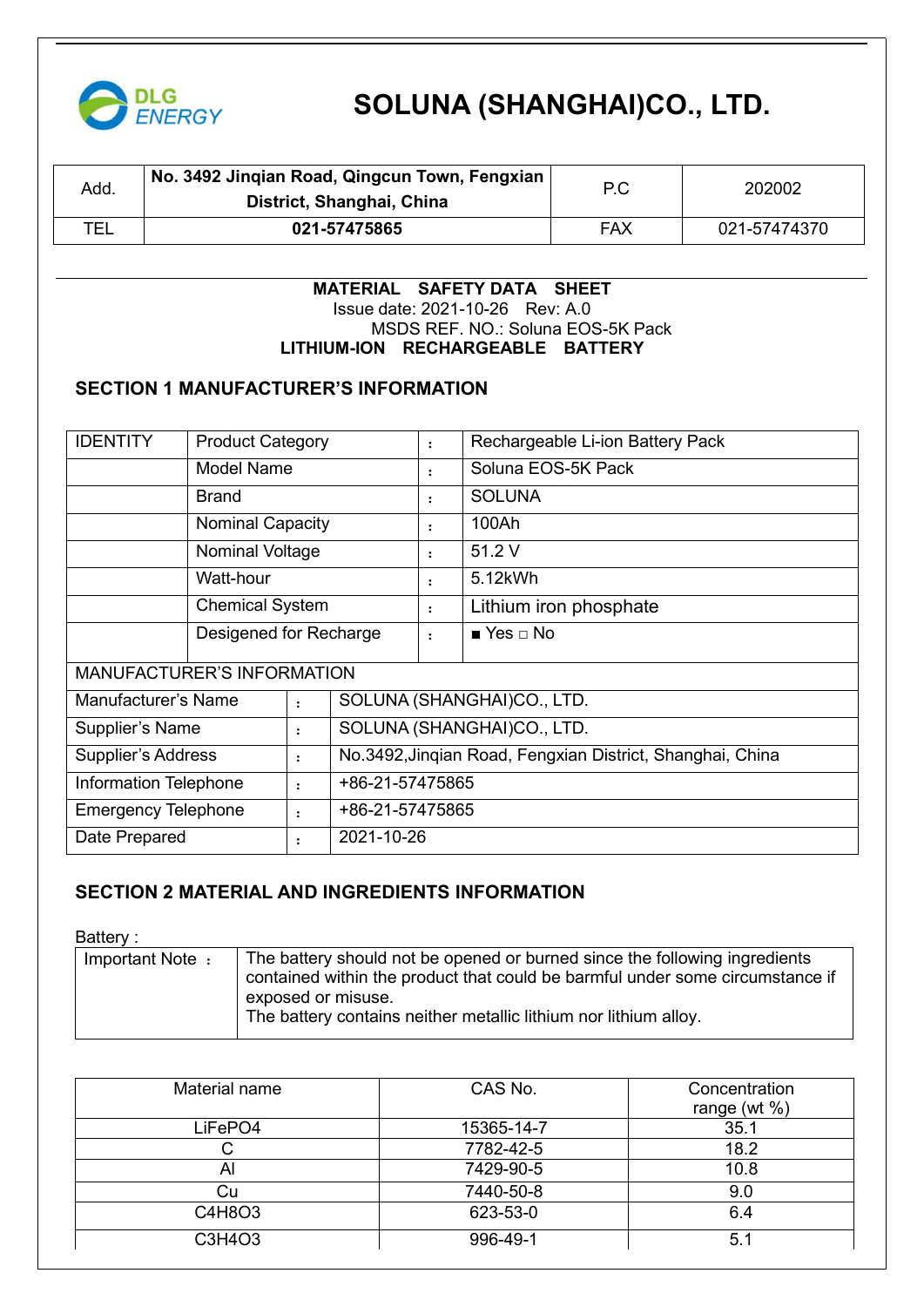# SOLUNA (SHANGHAI)CO., LTD.

| Add. | No. 3492 Jinqian Road, Qingcun Town, Fengxian District, Shanghai, China | P.C | 202002 |
|---|---|---|---|
| TEL | 021-57475865 | FAX | 021-57474370 |

**MATERIAL SAFETY DATA SHEET**

Issue date: 2021-10-26 Rev: A.0

MSDS REF. NO.: Soluna EOS-5K Pack

**LITHIUM-ION RECHARGEABLE BATTERY**

## SECTION 1 MANUFACTURER'S INFORMATION

| IDENTITY | Product Category | : | Rechargeable Li-ion Battery Pack |
|---|---|---|---|
| | Model Name | : | Soluna EOS-5K Pack |
| | Brand | : | SOLUNA |
| | Nominal Capacity | : | 100Ah |
| | Nominal Voltage | : | 51.2 V |
| | Watt-hour | : | 5.12kWh |
| | Chemical System | : | Lithium iron phosphate |
| | Desigened for Recharge | : | ■ Yes □ No |

| MANUFACTURER'S INFORMATION | | |
|---|---|---|
| Manufacturer's Name | : | SOLUNA (SHANGHAI)CO., LTD. |
| Supplier's Name | : | SOLUNA (SHANGHAI)CO., LTD. |
| Supplier's Address | : | No.3492,Jinqian Road, Fengxian District, Shanghai, China |
| Information Telephone | : | +86-21-57475865 |
| Emergency Telephone | : | +86-21-57475865 |
| Date Prepared | : | 2021-10-26 |

## SECTION 2 MATERIAL AND INGREDIENTS INFORMATION

Battery :

| Important Note : | The battery should not be opened or burned since the following ingredients contained within the product that could be barmful under some circumstance if exposed or misuse.<br>The battery contains neither metallic lithium nor lithium alloy. |
|---|---|

| Material name | CAS No. | Concentration range (wt %) |
|---|---|---|
| $LiFePO_4$ | 15365-14-7 | 35.1 |
| C | 7782-42-5 | 18.2 |
| Al | 7429-90-5 | 10.8 |
| Cu | 7440-50-8 | 9.0 |
| $C_4H_8O_3$ | 623-53-0 | 6.4 |
| $C_3H_4O_3$ | 996-49-1 | 5.1 |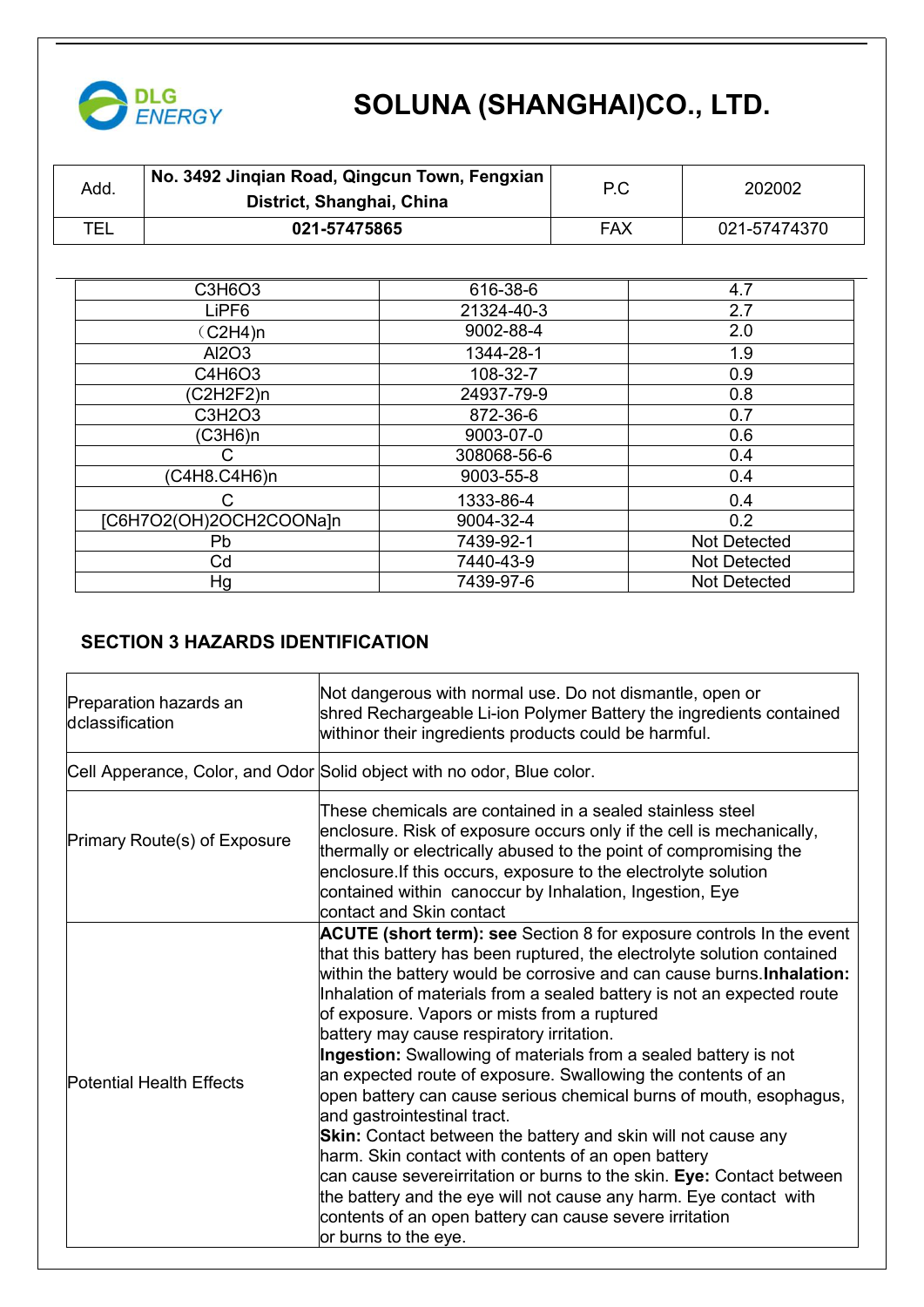# SOLUNA (SHANGHAI)CO., LTD.

| Add. | No. 3492 Jinqian Road, Qingcun Town, Fengxian District, Shanghai, China | P.C | 202002 |
|---|---|---|---|
| TEL | 021-57475865 | FAX | 021-57474370 |

| | | |
|---|---|---|
| $C_3H_6O_3$ | 616-38-6 | 4.7 |
| $LiPF_6$ | 21324-40-3 | 2.7 |
| $(C_2H_4)_n$ | 9002-88-4 | 2.0 |
| $Al_2O_3$ | 1344-28-1 | 1.9 |
| $C_4H_6O_3$ | 108-32-7 | 0.9 |
| $(C_2H_2F_2)_n$ | 24937-79-9 | 0.8 |
| $C_3H_2O_3$ | 872-36-6 | 0.7 |
| $(C_3H_6)_n$ | 9003-07-0 | 0.6 |
| C | 308068-56-6 | 0.4 |
| $(C_4H_8.C_4H_6)_n$ | 9003-55-8 | 0.4 |
| C | 1333-86-4 | 0.4 |
| $[C_6H_7O_2(OH)_2OCH_2COONa]_n$ | 9004-32-4 | 0.2 |
| Pb | 7439-92-1 | Not Detected |
| Cd | 7440-43-9 | Not Detected |
| Hg | 7439-97-6 | Not Detected |

## SECTION 3 HAZARDS IDENTIFICATION

| | |
|---|---|
| Preparation hazards an dclassification | Not dangerous with normal use. Do not dismantle, open or shred Rechargeable Li-ion Polymer Battery the ingredients contained withinor their ingredients products could be harmful. |
| Cell Apperance, Color, and Odor | Solid object with no odor, Blue color. |
| Primary Route(s) of Exposure | These chemicals are contained in a sealed stainless steel enclosure. Risk of exposure occurs only if the cell is mechanically, thermally or electrically abused to the point of compromising the enclosure.If this occurs, exposure to the electrolyte solution contained within canoccur by Inhalation, Ingestion, Eye contact and Skin contact |
| Potential Health Effects | **ACUTE (short term): see** Section 8 for exposure controls In the event that this battery has been ruptured, the electrolyte solution contained within the battery would be corrosive and can cause burns.**Inhalation:** Inhalation of materials from a sealed battery is not an expected route of exposure. Vapors or mists from a ruptured battery may cause respiratory irritation. **Ingestion:** Swallowing of materials from a sealed battery is not an expected route of exposure. Swallowing the contents of an open battery can cause serious chemical burns of mouth, esophagus, and gastrointestinal tract. **Skin:** Contact between the battery and skin will not cause any harm. Skin contact with contents of an open battery can cause severeirritation or burns to the skin. **Eye:** Contact between the battery and the eye will not cause any harm. Eye contact with contents of an open battery can cause severe irritation or burns to the eye. |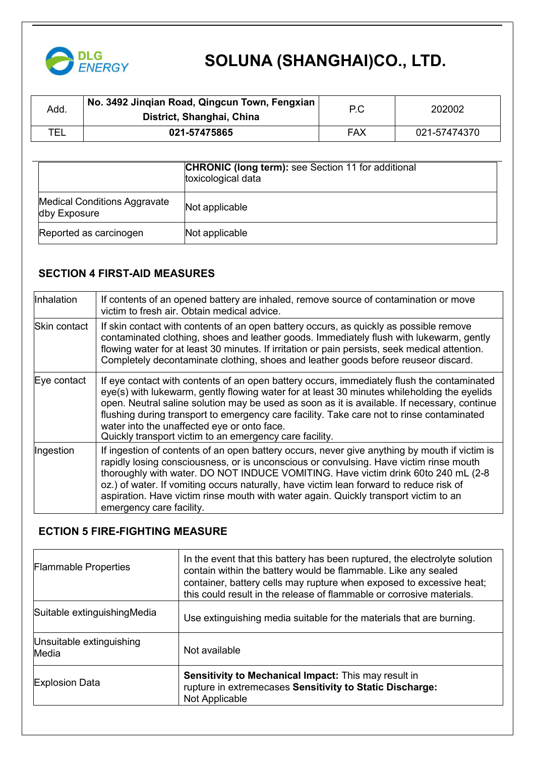| | |
|---|---|
| | **CHRONIC (long term):** see Section 11 for additional toxicological data |
| Medical Conditions Aggravate dby Exposure | Not applicable |
| Reported as carcinogen | Not applicable |

## SECTION 4 FIRST-AID MEASURES

| | |
|---|---|
| Inhalation | If contents of an opened battery are inhaled, remove source of contamination or move victim to fresh air. Obtain medical advice. |
| Skin contact | If skin contact with contents of an open battery occurs, as quickly as possible remove contaminated clothing, shoes and leather goods. Immediately flush with lukewarm, gently flowing water for at least 30 minutes. If irritation or pain persists, seek medical attention. Completely decontaminate clothing, shoes and leather goods before reuseor discard. |
| Eye contact | If eye contact with contents of an open battery occurs, immediately flush the contaminated eye(s) with lukewarm, gently flowing water for at least 30 minutes whileholding the eyelids open. Neutral saline solution may be used as soon as it is available. If necessary, continue flushing during transport to emergency care facility. Take care not to rinse contaminated water into the unaffected eye or onto face.<br>Quickly transport victim to an emergency care facility. |
| Ingestion | If ingestion of contents of an open battery occurs, never give anything by mouth if victim is rapidly losing consciousness, or is unconscious or convulsing. Have victim rinse mouth thoroughly with water. DO NOT INDUCE VOMITING. Have victim drink 60to 240 mL (2-8 oz.) of water. If vomiting occurs naturally, have victim lean forward to reduce risk of aspiration. Have victim rinse mouth with water again. Quickly transport victim to an emergency care facility. |

## ECTION 5 FIRE-FIGHTING MEASURE

| | |
|---|---|
| Flammable Properties | In the event that this battery has been ruptured, the electrolyte solution contain within the battery would be flammable. Like any sealed container, battery cells may rupture when exposed to excessive heat; this could result in the release of flammable or corrosive materials. |
| Suitable extinguishingMedia | Use extinguishing media suitable for the materials that are burning. |
| Unsuitable extinguishing Media | Not available |
| Explosion Data | **Sensitivity to Mechanical Impact:** This may result in rupture in extremecases **Sensitivity to Static Discharge:** Not Applicable |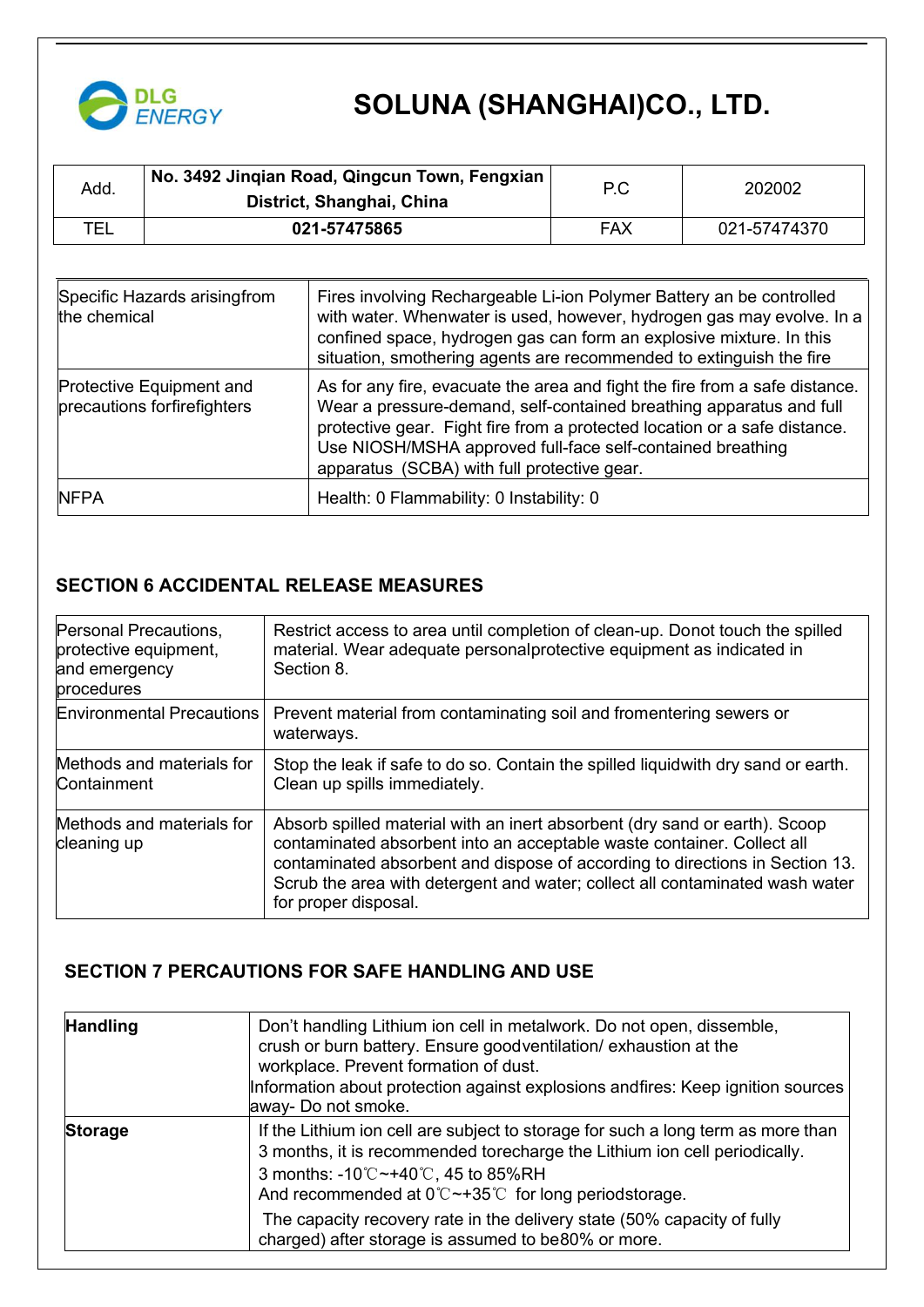| Add. | No. 3492 Jinqian Road, Qingcun Town, Fengxian District, Shanghai, China | P.C | 202002 |
|---|---|---|---|
| TEL | 021-57475865 | FAX | 021-57474370 |

| Specific Hazards arisingfrom the chemical | Fires involving Rechargeable Li-ion Polymer Battery an be controlled with water. Whenwater is used, however, hydrogen gas may evolve. In a confined space, hydrogen gas can form an explosive mixture. In this situation, smothering agents are recommended to extinguish the fire |
|---|---|
| Protective Equipment and precautions forfirefighters | As for any fire, evacuate the area and fight the fire from a safe distance. Wear a pressure-demand, self-contained breathing apparatus and full protective gear. Fight fire from a protected location or a safe distance. Use NIOSH/MSHA approved full-face self-contained breathing apparatus (SCBA) with full protective gear. |
| NFPA | Health: 0 Flammability: 0 Instability: 0 |

## SECTION 6 ACCIDENTAL RELEASE MEASURES

| Personal Precautions, protective equipment, and emergency procedures | Restrict access to area until completion of clean-up. Donot touch the spilled material. Wear adequate personalprotective equipment as indicated in Section 8. |
|---|---|
| Environmental Precautions | Prevent material from contaminating soil and fromentering sewers or waterways. |
| Methods and materials for Containment | Stop the leak if safe to do so. Contain the spilled liquidwith dry sand or earth. Clean up spills immediately. |
| Methods and materials for cleaning up | Absorb spilled material with an inert absorbent (dry sand or earth). Scoop contaminated absorbent into an acceptable waste container. Collect all contaminated absorbent and dispose of according to directions in Section 13. Scrub the area with detergent and water; collect all contaminated wash water for proper disposal. |

## SECTION 7 PERCAUTIONS FOR SAFE HANDLING AND USE

| **Handling** | Don't handling Lithium ion cell in metalwork. Do not open, dissemble, crush or burn battery. Ensure goodventilation/ exhaustion at the workplace. Prevent formation of dust.<br>Information about protection against explosions andfires: Keep ignition sources away- Do not smoke. |
|---|---|
| **Storage** | If the Lithium ion cell are subject to storage for such a long term as more than 3 months, it is recommended torecharge the Lithium ion cell periodically.<br>3 months: -10℃~+40℃, 45 to 85%RH<br>And recommended at 0℃~+35℃ for long periodstorage.<br>The capacity recovery rate in the delivery state (50% capacity of fully charged) after storage is assumed to be80% or more. |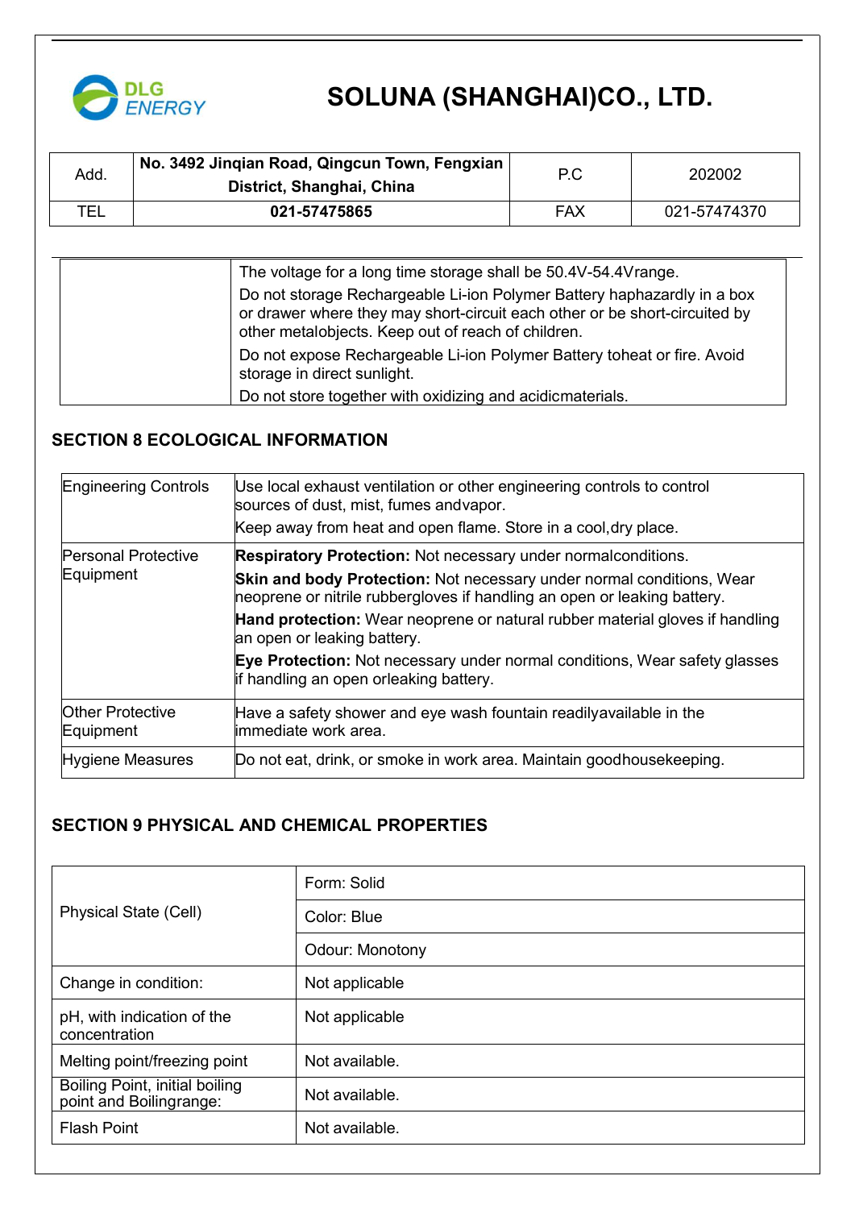| | |
|---|---|
| | The voltage for a long time storage shall be 50.4V-54.4Vrange.<br>Do not storage Rechargeable Li-ion Polymer Battery haphazardly in a box or drawer where they may short-circuit each other or be short-circuited by other metalobjects. Keep out of reach of children.<br>Do not expose Rechargeable Li-ion Polymer Battery toheat or fire. Avoid storage in direct sunlight.<br>Do not store together with oxidizing and acidicmaterials. |

## SECTION 8 ECOLOGICAL INFORMATION

| | |
|---|---|
| Engineering Controls | Use local exhaust ventilation or other engineering controls to control sources of dust, mist, fumes andvapor.<br>Keep away from heat and open flame. Store in a cool,dry place. |
| Personal Protective Equipment | **Respiratory Protection:** Not necessary under normalconditions.<br>**Skin and body Protection:** Not necessary under normal conditions, Wear neoprene or nitrile rubbergloves if handling an open or leaking battery.<br>**Hand protection:** Wear neoprene or natural rubber material gloves if handling an open or leaking battery.<br>**Eye Protection:** Not necessary under normal conditions, Wear safety glasses if handling an open orleaking battery. |
| Other Protective Equipment | Have a safety shower and eye wash fountain readilyavailable in the immediate work area. |
| Hygiene Measures | Do not eat, drink, or smoke in work area. Maintain goodhousekeeping. |

## SECTION 9 PHYSICAL AND CHEMICAL PROPERTIES

| | |
|---|---|
| Physical State (Cell) | Form: Solid |
| | Color: Blue |
| | Odour: Monotony |
| Change in condition: | Not applicable |
| pH, with indication of the concentration | Not applicable |
| Melting point/freezing point | Not available. |
| Boiling Point, initial boiling point and Boilingrange: | Not available. |
| Flash Point | Not available. |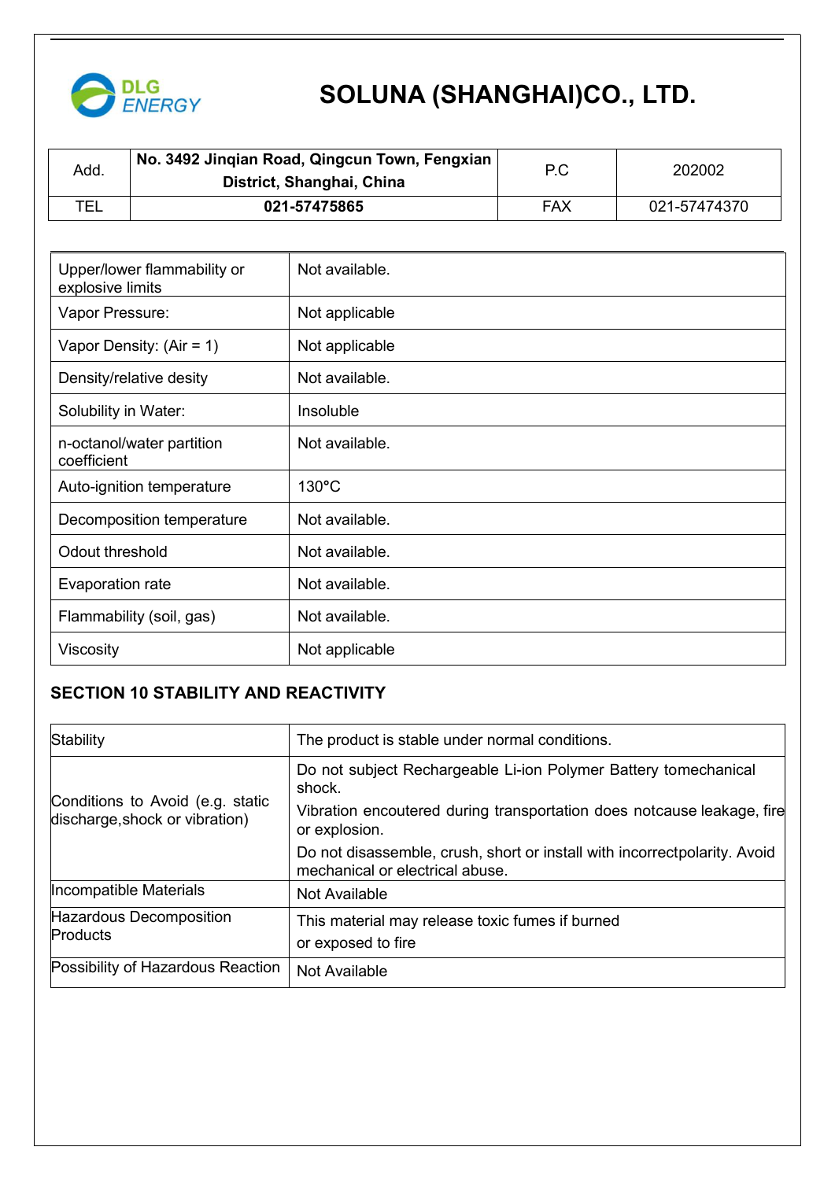# SOLUNA (SHANGHAI)CO., LTD.

| Add. | No. 3492 Jinqian Road, Qingcun Town, Fengxian District, Shanghai, China | P.C | 202002 |
|---|---|---|---|
| TEL | 021-57475865 | FAX | 021-57474370 |

| | |
|---|---|
| Upper/lower flammability or explosive limits | Not available. |
| Vapor Pressure: | Not applicable |
| Vapor Density: (Air = 1) | Not applicable |
| Density/relative desity | Not available. |
| Solubility in Water: | Insoluble |
| n-octanol/water partition coefficient | Not available. |
| Auto-ignition temperature | 130°C |
| Decomposition temperature | Not available. |
| Odout threshold | Not available. |
| Evaporation rate | Not available. |
| Flammability (soil, gas) | Not available. |
| Viscosity | Not applicable |

## SECTION 10 STABILITY AND REACTIVITY

| | |
|---|---|
| Stability | The product is stable under normal conditions. |
| Conditions to Avoid (e.g. static discharge,shock or vibration) | Do not subject Rechargeable Li-ion Polymer Battery tomechanical shock. Vibration encoutered during transportation does notcause leakage, fire or explosion. Do not disassemble, crush, short or install with incorrectpolarity. Avoid mechanical or electrical abuse. |
| Incompatible Materials | Not Available |
| Hazardous Decomposition Products | This material may release toxic fumes if burned or exposed to fire |
| Possibility of Hazardous Reaction | Not Available |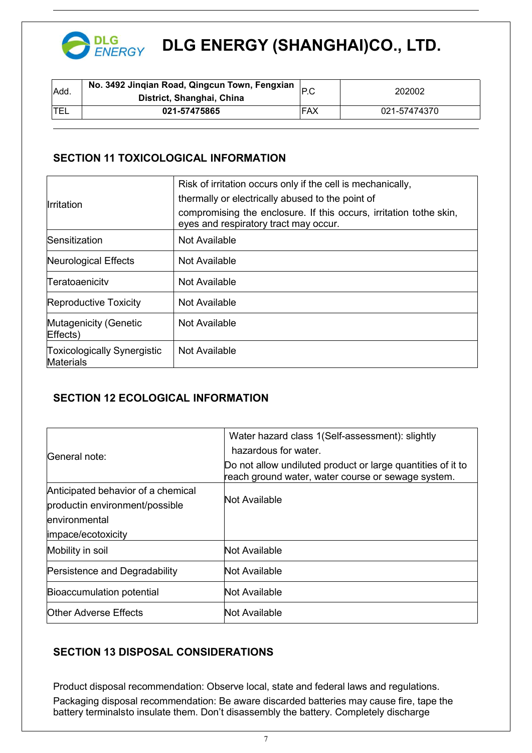# DLG ENERGY (SHANGHAI)CO., LTD.

| Add. | No. 3492 Jinqian Road, Qingcun Town, Fengxian District, Shanghai, China | P.C | 202002 |
|---|---|---|---|
| TEL | 021-57475865 | FAX | 021-57474370 |

## SECTION 11 TOXICOLOGICAL INFORMATION

| | |
|---|---|
| Irritation | Risk of irritation occurs only if the cell is mechanically, thermally or electrically abused to the point of compromising the enclosure. If this occurs, irritation tothe skin, eyes and respiratory tract may occur. |
| Sensitization | Not Available |
| Neurological Effects | Not Available |
| Teratoaenicitv | Not Available |
| Reproductive Toxicity | Not Available |
| Mutagenicity (Genetic Effects) | Not Available |
| Toxicologically Synergistic Materials | Not Available |

## SECTION 12 ECOLOGICAL INFORMATION

| | |
|---|---|
| General note: | Water hazard class 1(Self-assessment): slightly hazardous for water. Do not allow undiluted product or large quantities of it to reach ground water, water course or sewage system. |
| Anticipated behavior of a chemical productin environment/possible environmental impace/ecotoxicity | Not Available |
| Mobility in soil | Not Available |
| Persistence and Degradability | Not Available |
| Bioaccumulation potential | Not Available |
| Other Adverse Effects | Not Available |

## SECTION 13 DISPOSAL CONSIDERATIONS

Product disposal recommendation: Observe local, state and federal laws and regulations.

Packaging disposal recommendation: Be aware discarded batteries may cause fire, tape the battery terminalsto insulate them. Don't disassembly the battery. Completely discharge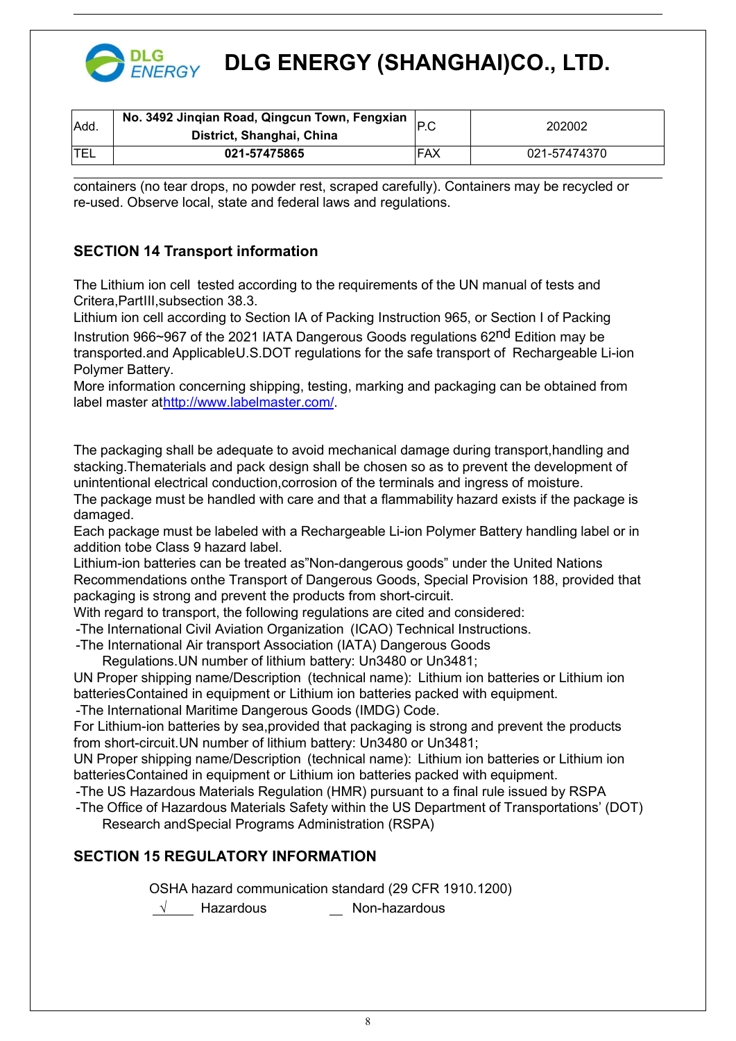containers (no tear drops, no powder rest, scraped carefully). Containers may be recycled or re-used. Observe local, state and federal laws and regulations.

## SECTION 14 Transport information

The Lithium ion cell tested according to the requirements of the UN manual of tests and Critera,PartIII,subsection 38.3.

Lithium ion cell according to Section IA of Packing Instruction 965, or Section I of Packing Instrution 966~967 of the 2021 IATA Dangerous Goods regulations 62nd Edition may be transported.and ApplicableU.S.DOT regulations for the safe transport of Rechargeable Li-ion Polymer Battery.

More information concerning shipping, testing, marking and packaging can be obtained from label master athttp://www.labelmaster.com/.

The packaging shall be adequate to avoid mechanical damage during transport,handling and stacking.Thematerials and pack design shall be chosen so as to prevent the development of unintentional electrical conduction,corrosion of the terminals and ingress of moisture.

The package must be handled with care and that a flammability hazard exists if the package is damaged.

Each package must be labeled with a Rechargeable Li-ion Polymer Battery handling label or in addition tobe Class 9 hazard label.

Lithium-ion batteries can be treated as"Non-dangerous goods" under the United Nations Recommendations onthe Transport of Dangerous Goods, Special Provision 188, provided that packaging is strong and prevent the products from short-circuit.

With regard to transport, the following regulations are cited and considered:

-The International Civil Aviation Organization (ICAO) Technical Instructions.

-The International Air transport Association (IATA) Dangerous Goods Regulations.UN number of lithium battery: Un3480 or Un3481;

UN Proper shipping name/Description (technical name): Lithium ion batteries or Lithium ion batteriesContained in equipment or Lithium ion batteries packed with equipment.

-The International Maritime Dangerous Goods (IMDG) Code.

For Lithium-ion batteries by sea,provided that packaging is strong and prevent the products from short-circuit.UN number of lithium battery: Un3480 or Un3481;

UN Proper shipping name/Description (technical name): Lithium ion batteries or Lithium ion batteriesContained in equipment or Lithium ion batteries packed with equipment.

-The US Hazardous Materials Regulation (HMR) pursuant to a final rule issued by RSPA

-The Office of Hazardous Materials Safety within the US Department of Transportations' (DOT) Research andSpecial Programs Administration (RSPA)

## SECTION 15 REGULATORY INFORMATION

OSHA hazard communication standard (29 CFR 1910.1200)

√ Hazardous     __ Non-hazardous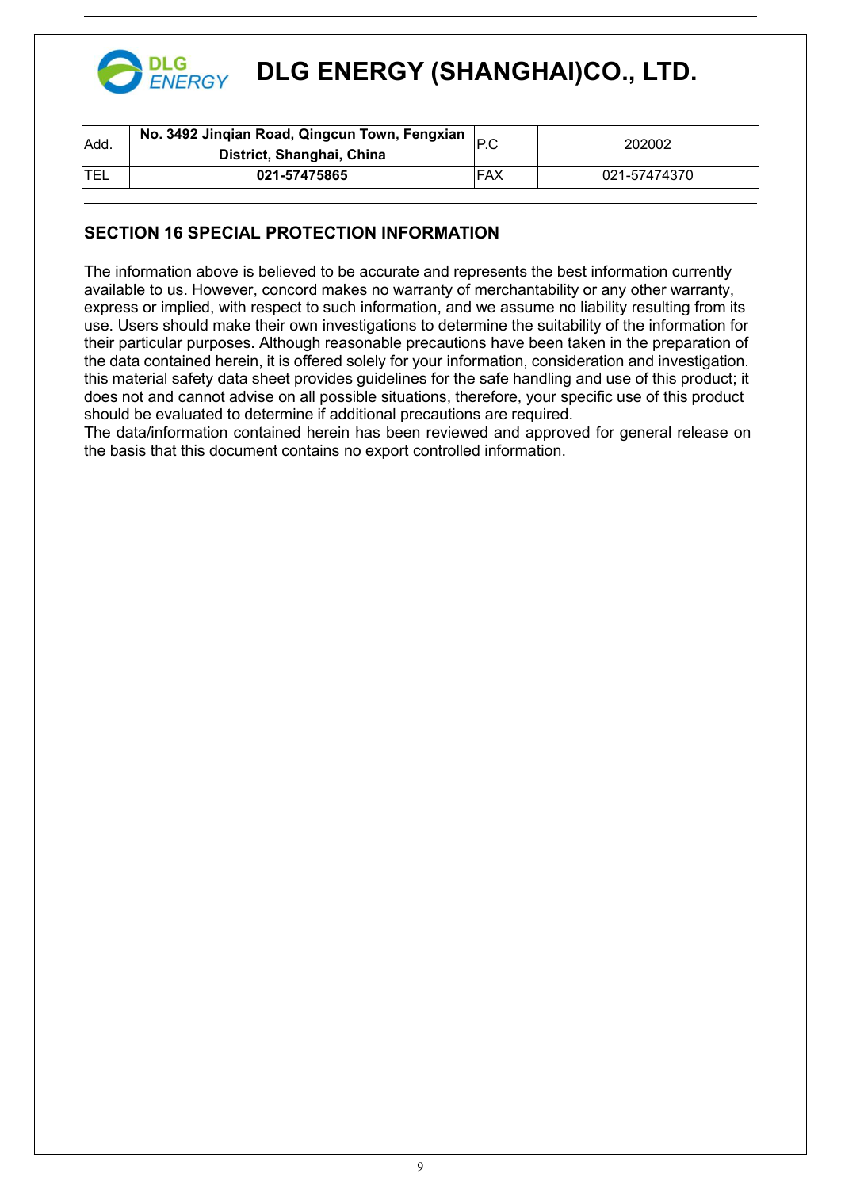# DLG ENERGY (SHANGHAI)CO., LTD.

| | | | |
|---|---|---|---|
| Add. | **No. 3492 Jinqian Road, Qingcun Town, Fengxian District, Shanghai, China** | P.C | 202002 |
| TEL | **021-57475865** | FAX | 021-57474370 |

## SECTION 16 SPECIAL PROTECTION INFORMATION

The information above is believed to be accurate and represents the best information currently available to us. However, concord makes no warranty of merchantability or any other warranty, express or implied, with respect to such information, and we assume no liability resulting from its use. Users should make their own investigations to determine the suitability of the information for their particular purposes. Although reasonable precautions have been taken in the preparation of the data contained herein, it is offered solely for your information, consideration and investigation. this material safety data sheet provides guidelines for the safe handling and use of this product; it does not and cannot advise on all possible situations, therefore, your specific use of this product should be evaluated to determine if additional precautions are required.

The data/information contained herein has been reviewed and approved for general release on the basis that this document contains no export controlled information.